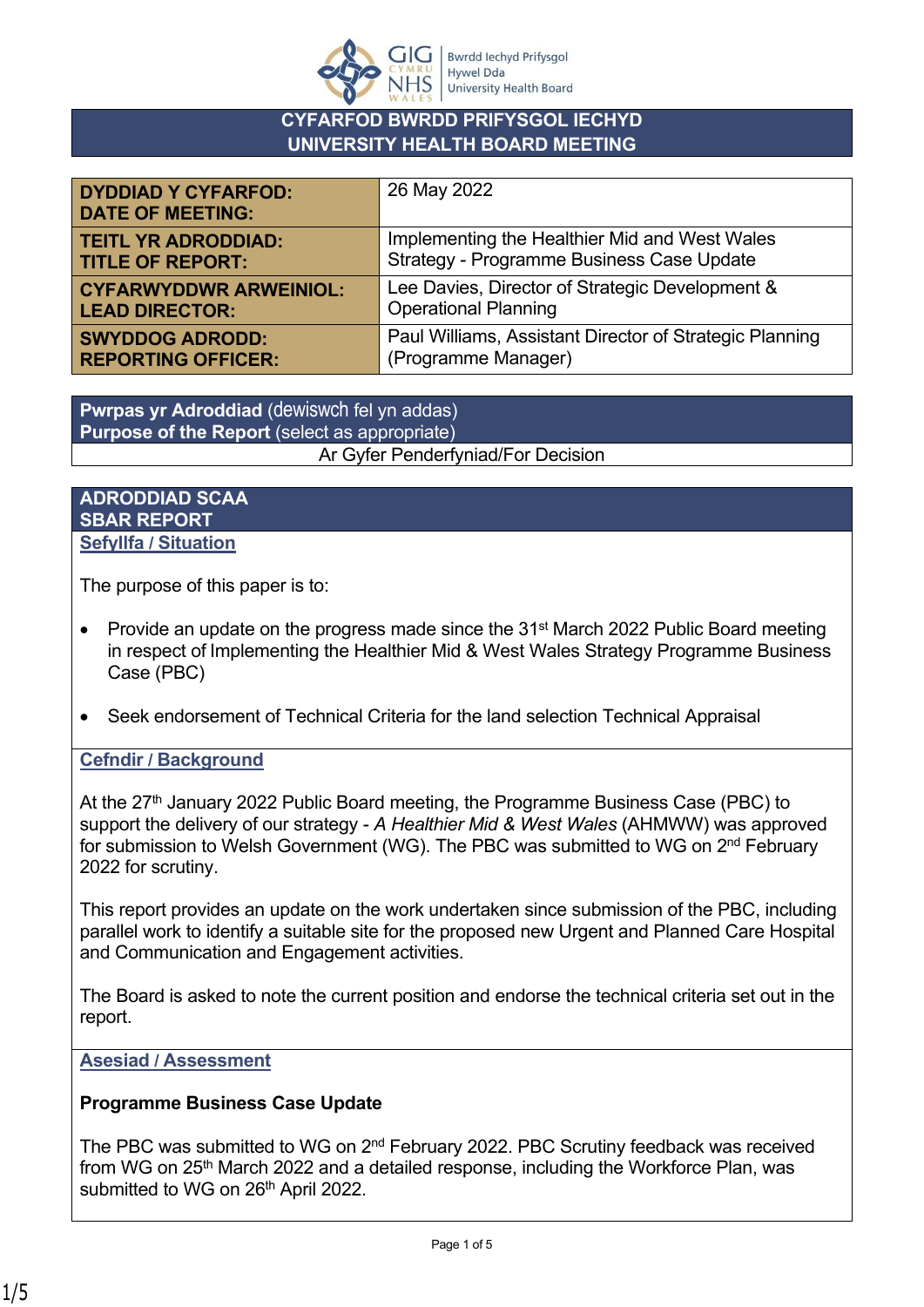# CYFARFOD BWRDD PRIFYSGOL IECHYD
# UNIVERSITY HEALTH BOARD MEETING

| | |
|---|---|
| **DYDDIAD Y CYFARFOD: DATE OF MEETING:** | 26 May 2022 |
| **TEITL YR ADRODDIAD: TITLE OF REPORT:** | Implementing the Healthier Mid and West Wales Strategy - Programme Business Case Update |
| **CYFARWYDDWR ARWEINIOL: LEAD DIRECTOR:** | Lee Davies, Director of Strategic Development & Operational Planning |
| **SWYDDOG ADRODD: REPORTING OFFICER:** | Paul Williams, Assistant Director of Strategic Planning (Programme Manager) |

| **Pwrpas yr Adroddiad** (dewiswch fel yn addas) **Purpose of the Report** (select as appropriate) |
|---|
| Ar Gyfer Penderfyniad/For Decision |

## ADRODDIAD SCAA SBAR REPORT

### Sefyllfa / Situation

The purpose of this paper is to:

- Provide an update on the progress made since the 31st March 2022 Public Board meeting in respect of Implementing the Healthier Mid & West Wales Strategy Programme Business Case (PBC)
- Seek endorsement of Technical Criteria for the land selection Technical Appraisal

### Cefndir / Background

At the 27th January 2022 Public Board meeting, the Programme Business Case (PBC) to support the delivery of our strategy - *A Healthier Mid & West Wales* (AHMWW) was approved for submission to Welsh Government (WG). The PBC was submitted to WG on 2nd February 2022 for scrutiny.

This report provides an update on the work undertaken since submission of the PBC, including parallel work to identify a suitable site for the proposed new Urgent and Planned Care Hospital and Communication and Engagement activities.

The Board is asked to note the current position and endorse the technical criteria set out in the report.

### Asesiad / Assessment

**Programme Business Case Update**

The PBC was submitted to WG on 2nd February 2022. PBC Scrutiny feedback was received from WG on 25th March 2022 and a detailed response, including the Workforce Plan, was submitted to WG on 26th April 2022.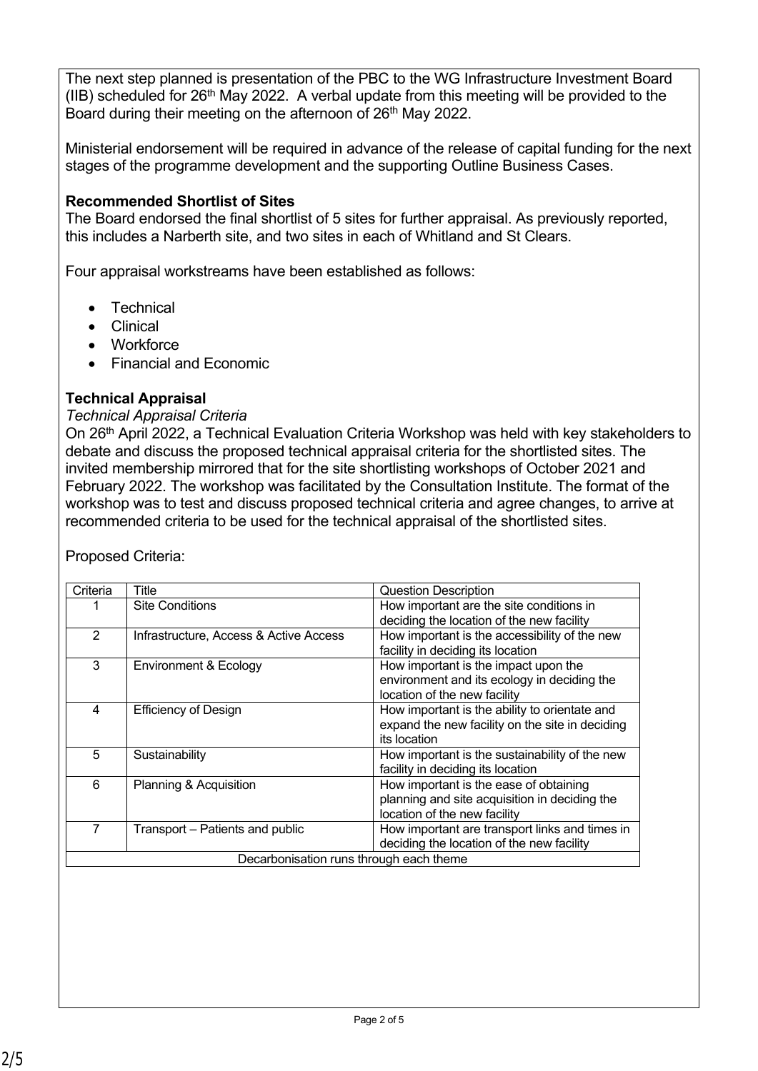The next step planned is presentation of the PBC to the WG Infrastructure Investment Board (IIB) scheduled for 26th May 2022. A verbal update from this meeting will be provided to the Board during their meeting on the afternoon of 26th May 2022.

Ministerial endorsement will be required in advance of the release of capital funding for the next stages of the programme development and the supporting Outline Business Cases.

**Recommended Shortlist of Sites**

The Board endorsed the final shortlist of 5 sites for further appraisal. As previously reported, this includes a Narberth site, and two sites in each of Whitland and St Clears.

Four appraisal workstreams have been established as follows:

- Technical
- Clinical
- Workforce
- Financial and Economic

**Technical Appraisal**

*Technical Appraisal Criteria*

On 26th April 2022, a Technical Evaluation Criteria Workshop was held with key stakeholders to debate and discuss the proposed technical appraisal criteria for the shortlisted sites. The invited membership mirrored that for the site shortlisting workshops of October 2021 and February 2022. The workshop was facilitated by the Consultation Institute. The format of the workshop was to test and discuss proposed technical criteria and agree changes, to arrive at recommended criteria to be used for the technical appraisal of the shortlisted sites.

Proposed Criteria:

| Criteria | Title | Question Description |
|---|---|---|
| 1 | Site Conditions | How important are the site conditions in deciding the location of the new facility |
| 2 | Infrastructure, Access & Active Access | How important is the accessibility of the new facility in deciding its location |
| 3 | Environment & Ecology | How important is the impact upon the environment and its ecology in deciding the location of the new facility |
| 4 | Efficiency of Design | How important is the ability to orientate and expand the new facility on the site in deciding its location |
| 5 | Sustainability | How important is the sustainability of the new facility in deciding its location |
| 6 | Planning & Acquisition | How important is the ease of obtaining planning and site acquisition in deciding the location of the new facility |
| 7 | Transport – Patients and public | How important are transport links and times in deciding the location of the new facility |
| Decarbonisation runs through each theme | | |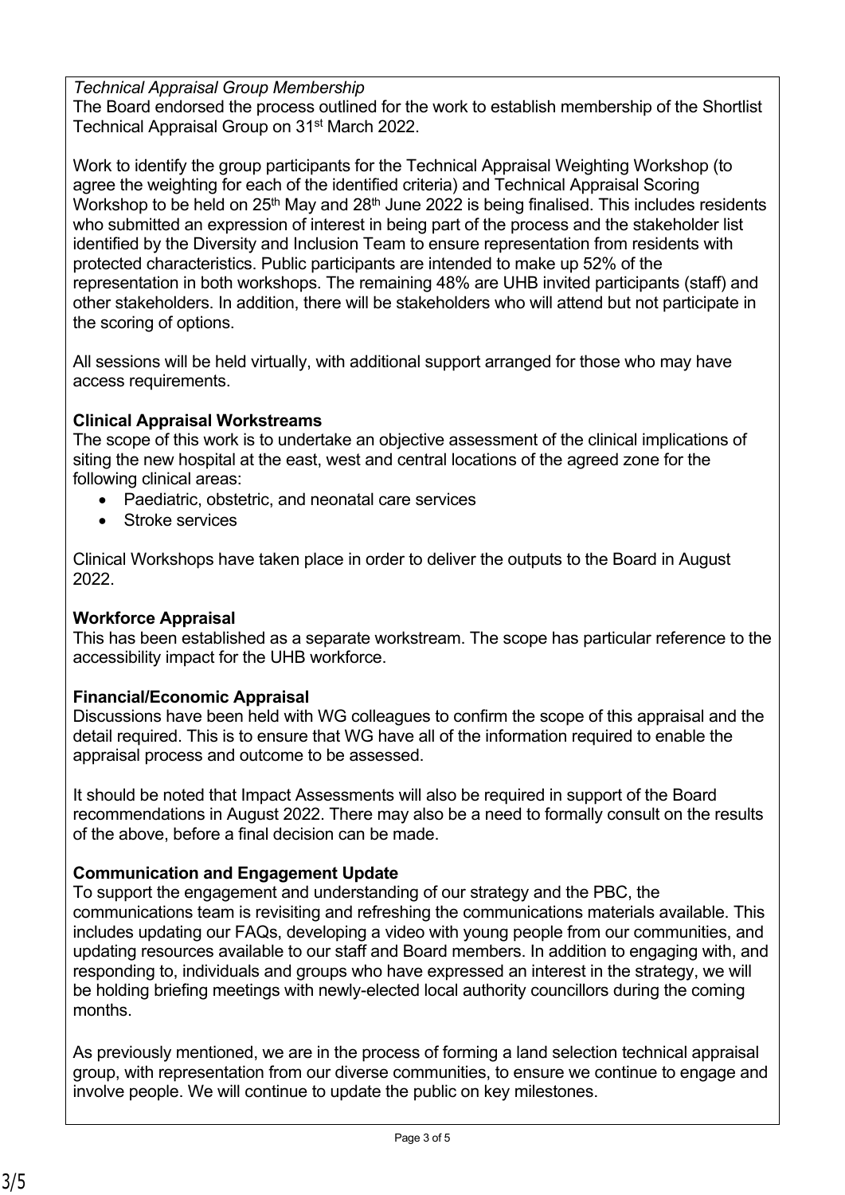*Technical Appraisal Group Membership*

The Board endorsed the process outlined for the work to establish membership of the Shortlist Technical Appraisal Group on 31st March 2022.

Work to identify the group participants for the Technical Appraisal Weighting Workshop (to agree the weighting for each of the identified criteria) and Technical Appraisal Scoring Workshop to be held on 25th May and 28th June 2022 is being finalised. This includes residents who submitted an expression of interest in being part of the process and the stakeholder list identified by the Diversity and Inclusion Team to ensure representation from residents with protected characteristics. Public participants are intended to make up 52% of the representation in both workshops. The remaining 48% are UHB invited participants (staff) and other stakeholders. In addition, there will be stakeholders who will attend but not participate in the scoring of options.

All sessions will be held virtually, with additional support arranged for those who may have access requirements.

**Clinical Appraisal Workstreams**

The scope of this work is to undertake an objective assessment of the clinical implications of siting the new hospital at the east, west and central locations of the agreed zone for the following clinical areas:

- Paediatric, obstetric, and neonatal care services
- Stroke services

Clinical Workshops have taken place in order to deliver the outputs to the Board in August 2022.

**Workforce Appraisal**

This has been established as a separate workstream. The scope has particular reference to the accessibility impact for the UHB workforce.

**Financial/Economic Appraisal**

Discussions have been held with WG colleagues to confirm the scope of this appraisal and the detail required. This is to ensure that WG have all of the information required to enable the appraisal process and outcome to be assessed.

It should be noted that Impact Assessments will also be required in support of the Board recommendations in August 2022. There may also be a need to formally consult on the results of the above, before a final decision can be made.

**Communication and Engagement Update**

To support the engagement and understanding of our strategy and the PBC, the communications team is revisiting and refreshing the communications materials available. This includes updating our FAQs, developing a video with young people from our communities, and updating resources available to our staff and Board members. In addition to engaging with, and responding to, individuals and groups who have expressed an interest in the strategy, we will be holding briefing meetings with newly-elected local authority councillors during the coming months.

As previously mentioned, we are in the process of forming a land selection technical appraisal group, with representation from our diverse communities, to ensure we continue to engage and involve people. We will continue to update the public on key milestones.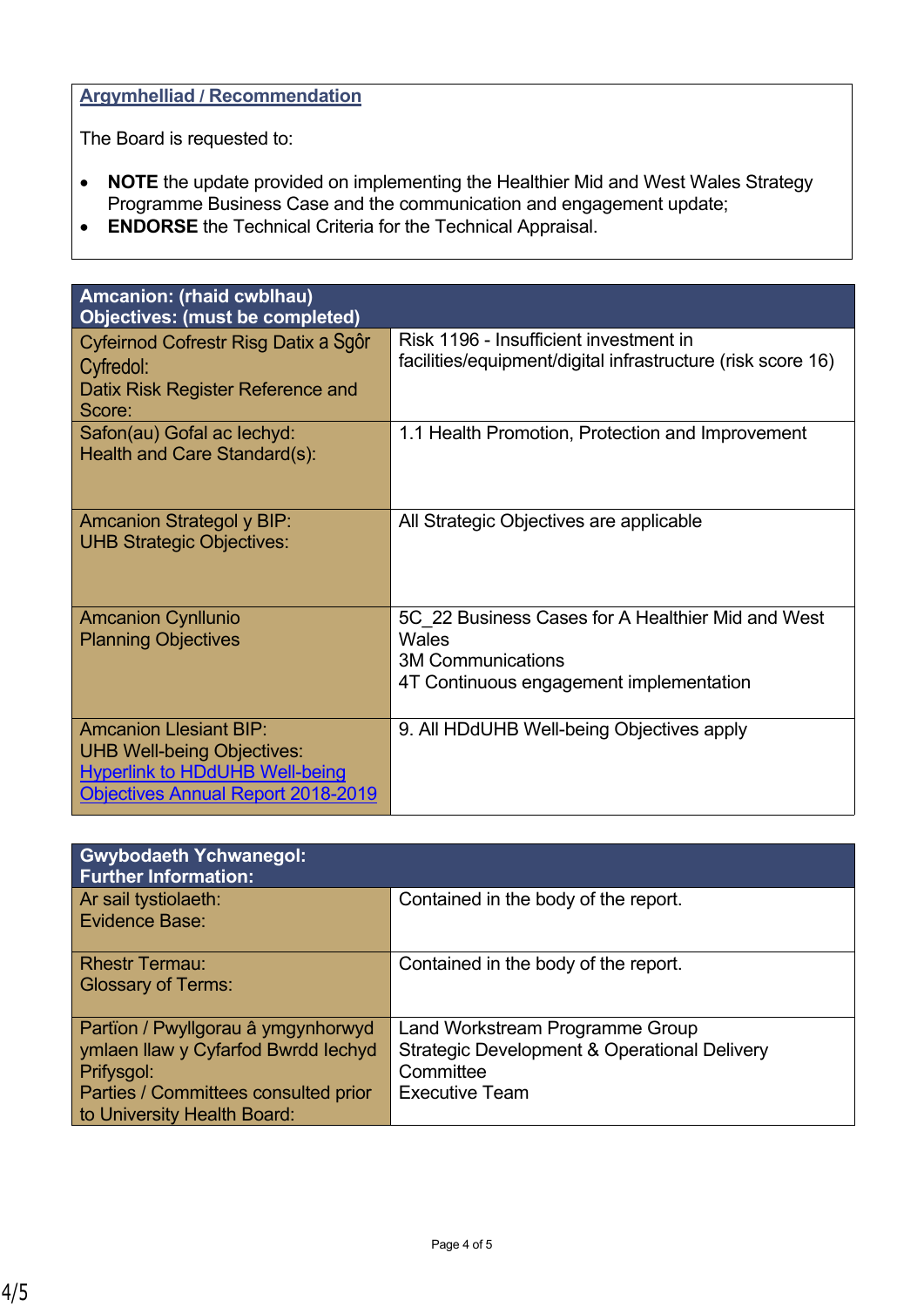**Argymhelliad / Recommendation**

The Board is requested to:

- **NOTE** the update provided on implementing the Healthier Mid and West Wales Strategy Programme Business Case and the communication and engagement update;
- **ENDORSE** the Technical Criteria for the Technical Appraisal.

| Amcanion: (rhaid cwblhau)<br>Objectives: (must be completed) | |
|---|---|
| Cyfeirnod Cofrestr Risg Datix a Sgôr Cyfredol:<br>Datix Risk Register Reference and Score: | Risk 1196 - Insufficient investment in facilities/equipment/digital infrastructure (risk score 16) |
| Safon(au) Gofal ac Iechyd:<br>Health and Care Standard(s): | 1.1 Health Promotion, Protection and Improvement |
| Amcanion Strategol y BIP:<br>UHB Strategic Objectives: | All Strategic Objectives are applicable |
| Amcanion Cynllunio<br>Planning Objectives | 5C_22 Business Cases for A Healthier Mid and West Wales<br>3M Communications<br>4T Continuous engagement implementation |
| Amcanion Llesiant BIP:<br>UHB Well-being Objectives:<br>Hyperlink to HDdUHB Well-being Objectives Annual Report 2018-2019 | 9. All HDdUHB Well-being Objectives apply |

| Gwybodaeth Ychwanegol:<br>Further Information: | |
|---|---|
| Ar sail tystiolaeth:<br>Evidence Base: | Contained in the body of the report. |
| Rhestr Termau:<br>Glossary of Terms: | Contained in the body of the report. |
| Partïon / Pwyllgorau â ymgynhorwyd ymlaen llaw y Cyfarfod Bwrdd Iechyd Prifysgol:<br>Parties / Committees consulted prior to University Health Board: | Land Workstream Programme Group<br>Strategic Development & Operational Delivery Committee<br>Executive Team |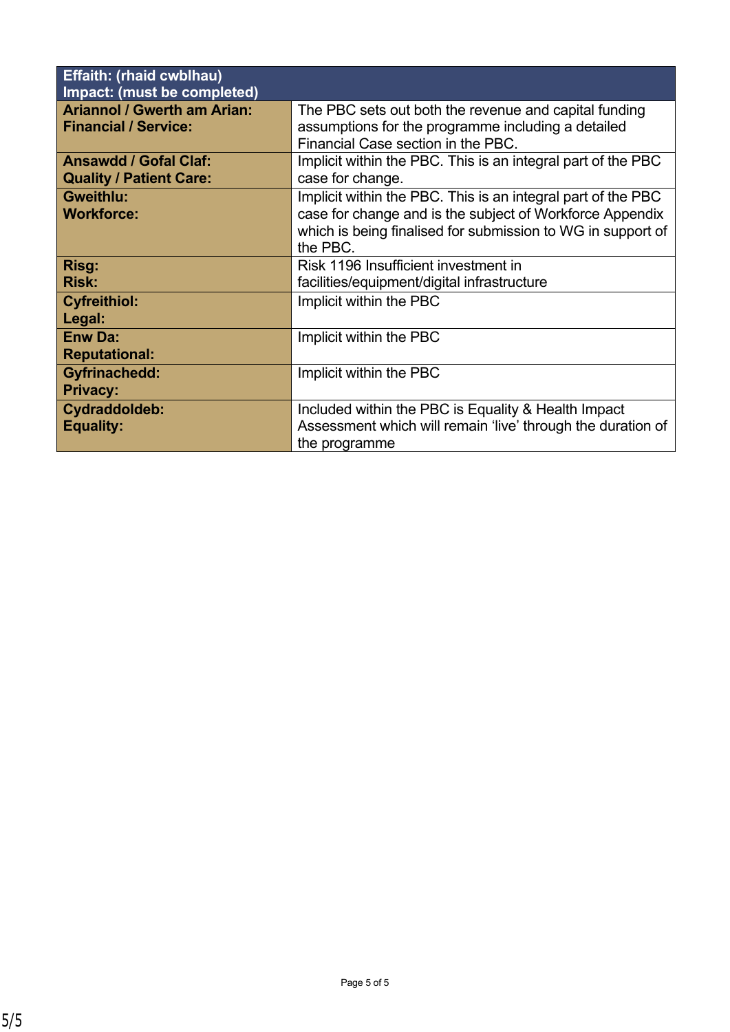| Effaith: (rhaid cwblhau)<br>Impact: (must be completed) | |
|---|---|
| **Ariannol / Gwerth am Arian:<br>Financial / Service:** | The PBC sets out both the revenue and capital funding assumptions for the programme including a detailed Financial Case section in the PBC. |
| **Ansawdd / Gofal Claf:<br>Quality / Patient Care:** | Implicit within the PBC. This is an integral part of the PBC case for change. |
| **Gweithlu:<br>Workforce:** | Implicit within the PBC. This is an integral part of the PBC case for change and is the subject of Workforce Appendix which is being finalised for submission to WG in support of the PBC. |
| **Risg:<br>Risk:** | Risk 1196 Insufficient investment in facilities/equipment/digital infrastructure |
| **Cyfreithiol:<br>Legal:** | Implicit within the PBC |
| **Enw Da:<br>Reputational:** | Implicit within the PBC |
| **Gyfrinachedd:<br>Privacy:** | Implicit within the PBC |
| **Cydraddoldeb:<br>Equality:** | Included within the PBC is Equality & Health Impact Assessment which will remain 'live' through the duration of the programme |